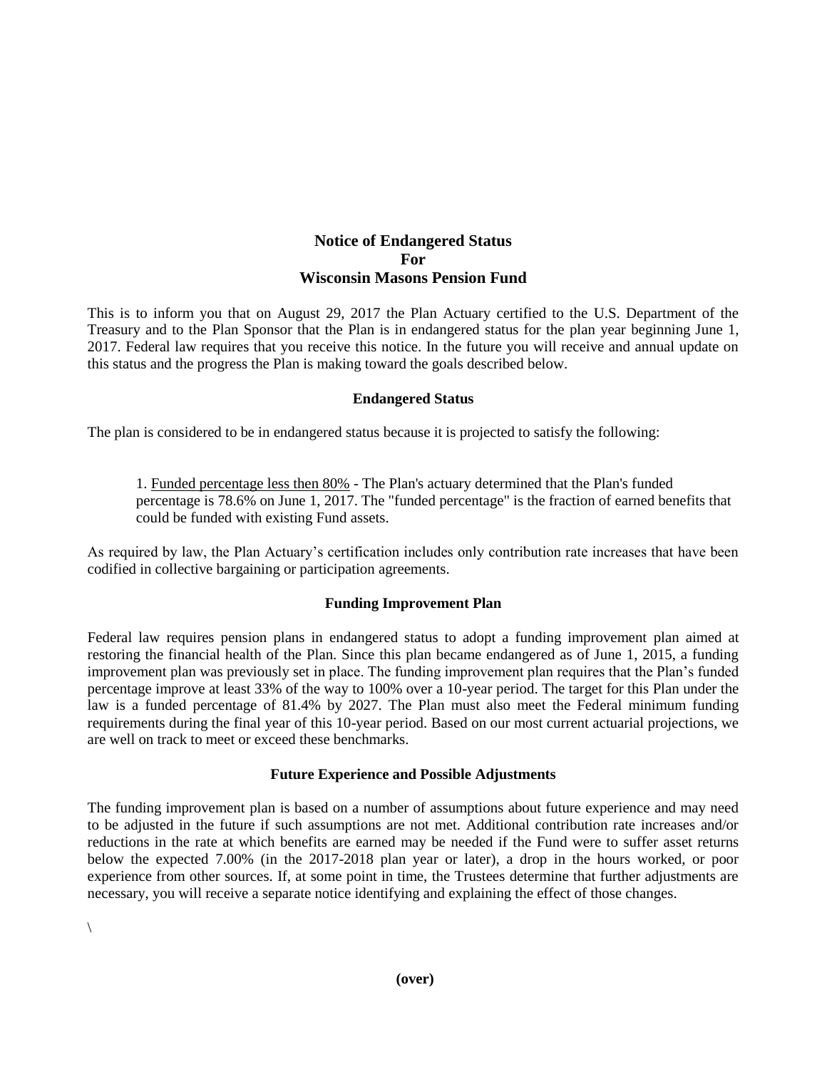# Notice of Endangered Status
# For
# Wisconsin Masons Pension Fund

This is to inform you that on August 29, 2017 the Plan Actuary certified to the U.S. Department of the Treasury and to the Plan Sponsor that the Plan is in endangered status for the plan year beginning June 1, 2017. Federal law requires that you receive this notice. In the future you will receive and annual update on this status and the progress the Plan is making toward the goals described below.

## Endangered Status

The plan is considered to be in endangered status because it is projected to satisfy the following:

1. Funded percentage less then 80% - The Plan's actuary determined that the Plan's funded percentage is 78.6% on June 1, 2017. The "funded percentage" is the fraction of earned benefits that could be funded with existing Fund assets.

As required by law, the Plan Actuary's certification includes only contribution rate increases that have been codified in collective bargaining or participation agreements.

## Funding Improvement Plan

Federal law requires pension plans in endangered status to adopt a funding improvement plan aimed at restoring the financial health of the Plan. Since this plan became endangered as of June 1, 2015, a funding improvement plan was previously set in place. The funding improvement plan requires that the Plan's funded percentage improve at least 33% of the way to 100% over a 10-year period. The target for this Plan under the law is a funded percentage of 81.4% by 2027. The Plan must also meet the Federal minimum funding requirements during the final year of this 10-year period. Based on our most current actuarial projections, we are well on track to meet or exceed these benchmarks.

## Future Experience and Possible Adjustments

The funding improvement plan is based on a number of assumptions about future experience and may need to be adjusted in the future if such assumptions are not met. Additional contribution rate increases and/or reductions in the rate at which benefits are earned may be needed if the Fund were to suffer asset returns below the expected 7.00% (in the 2017-2018 plan year or later), a drop in the hours worked, or poor experience from other sources. If, at some point in time, the Trustees determine that further adjustments are necessary, you will receive a separate notice identifying and explaining the effect of those changes.

\

**(over)**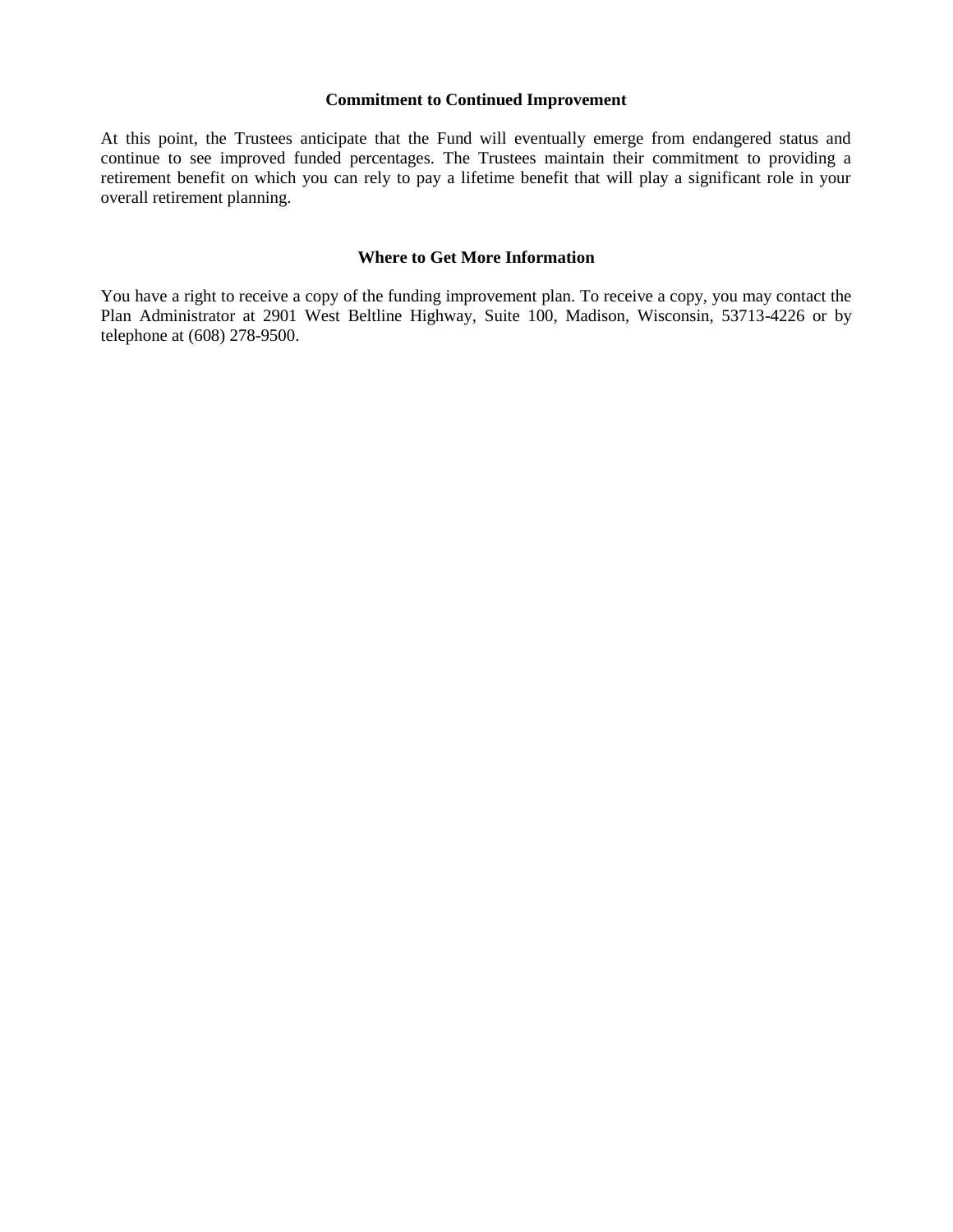## Commitment to Continued Improvement

At this point, the Trustees anticipate that the Fund will eventually emerge from endangered status and continue to see improved funded percentages. The Trustees maintain their commitment to providing a retirement benefit on which you can rely to pay a lifetime benefit that will play a significant role in your overall retirement planning.

## Where to Get More Information

You have a right to receive a copy of the funding improvement plan. To receive a copy, you may contact the Plan Administrator at 2901 West Beltline Highway, Suite 100, Madison, Wisconsin, 53713-4226 or by telephone at (608) 278-9500.